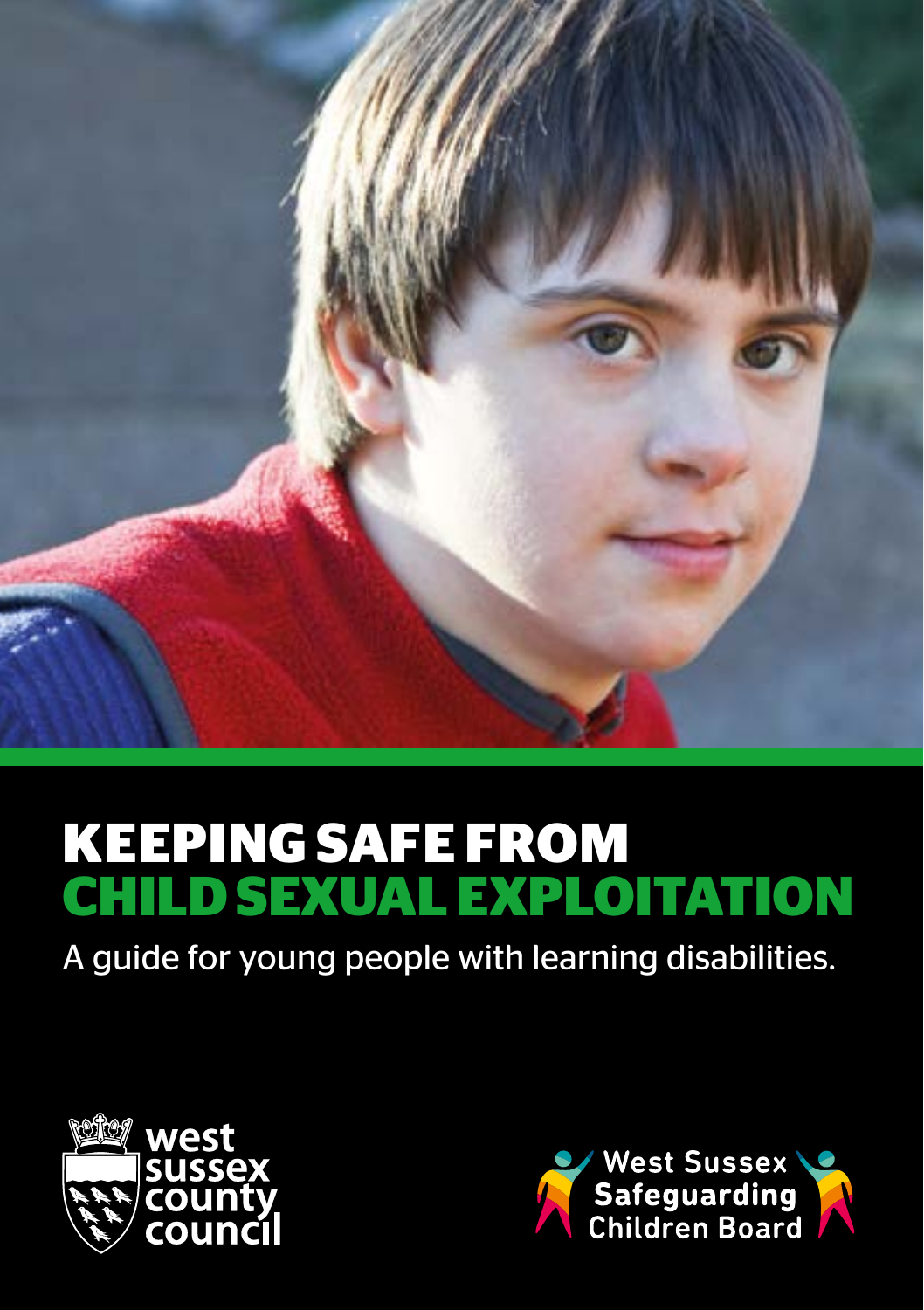# KEEPING SAFE FROM CHILD SEXUAL EXPLOITATION

A guide for young people with learning disabilities.

west sussex county council

West Sussex Safeguarding Children Board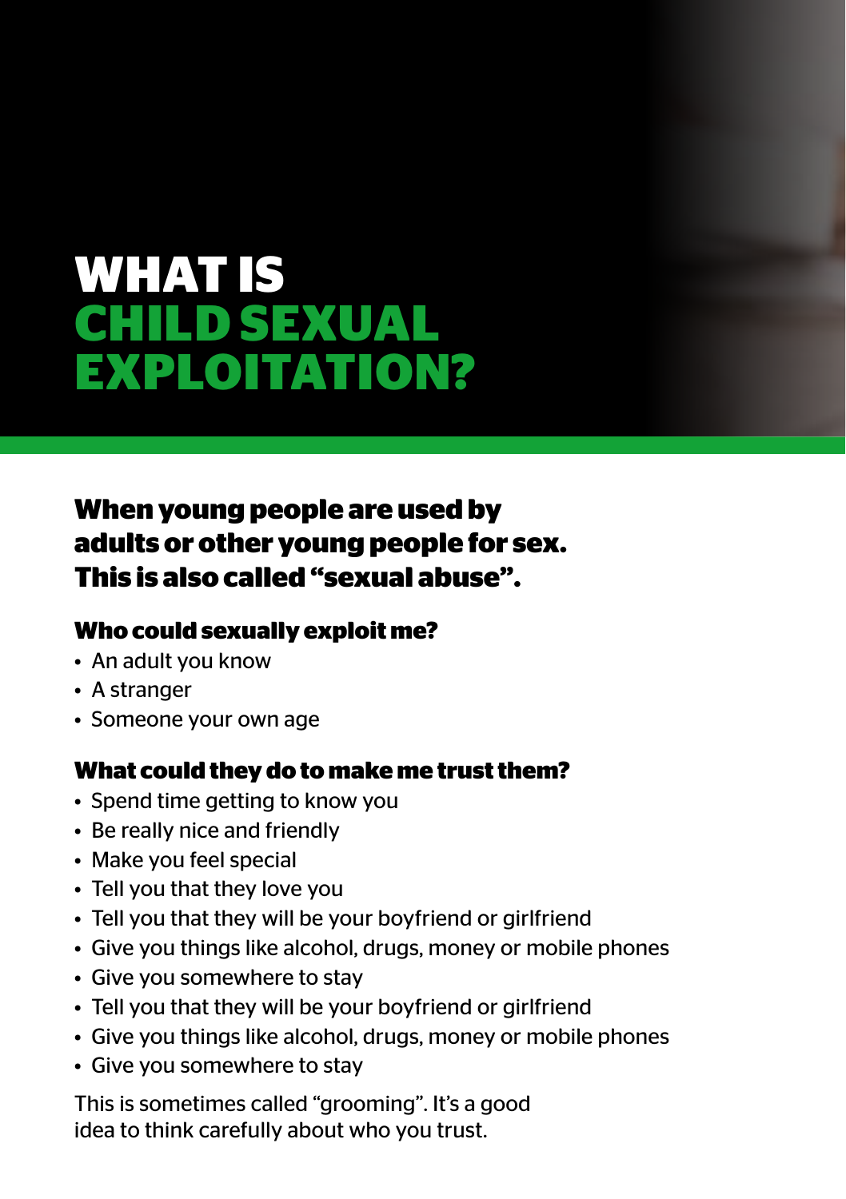# WHAT IS CHILD SEXUAL EXPLOITATION?

**When young people are used by adults or other young people for sex. This is also called "sexual abuse".**

### Who could sexually exploit me?

- An adult you know
- A stranger
- Someone your own age

### What could they do to make me trust them?

- Spend time getting to know you
- Be really nice and friendly
- Make you feel special
- Tell you that they love you
- Tell you that they will be your boyfriend or girlfriend
- Give you things like alcohol, drugs, money or mobile phones
- Give you somewhere to stay
- Tell you that they will be your boyfriend or girlfriend
- Give you things like alcohol, drugs, money or mobile phones
- Give you somewhere to stay

This is sometimes called "grooming". It's a good idea to think carefully about who you trust.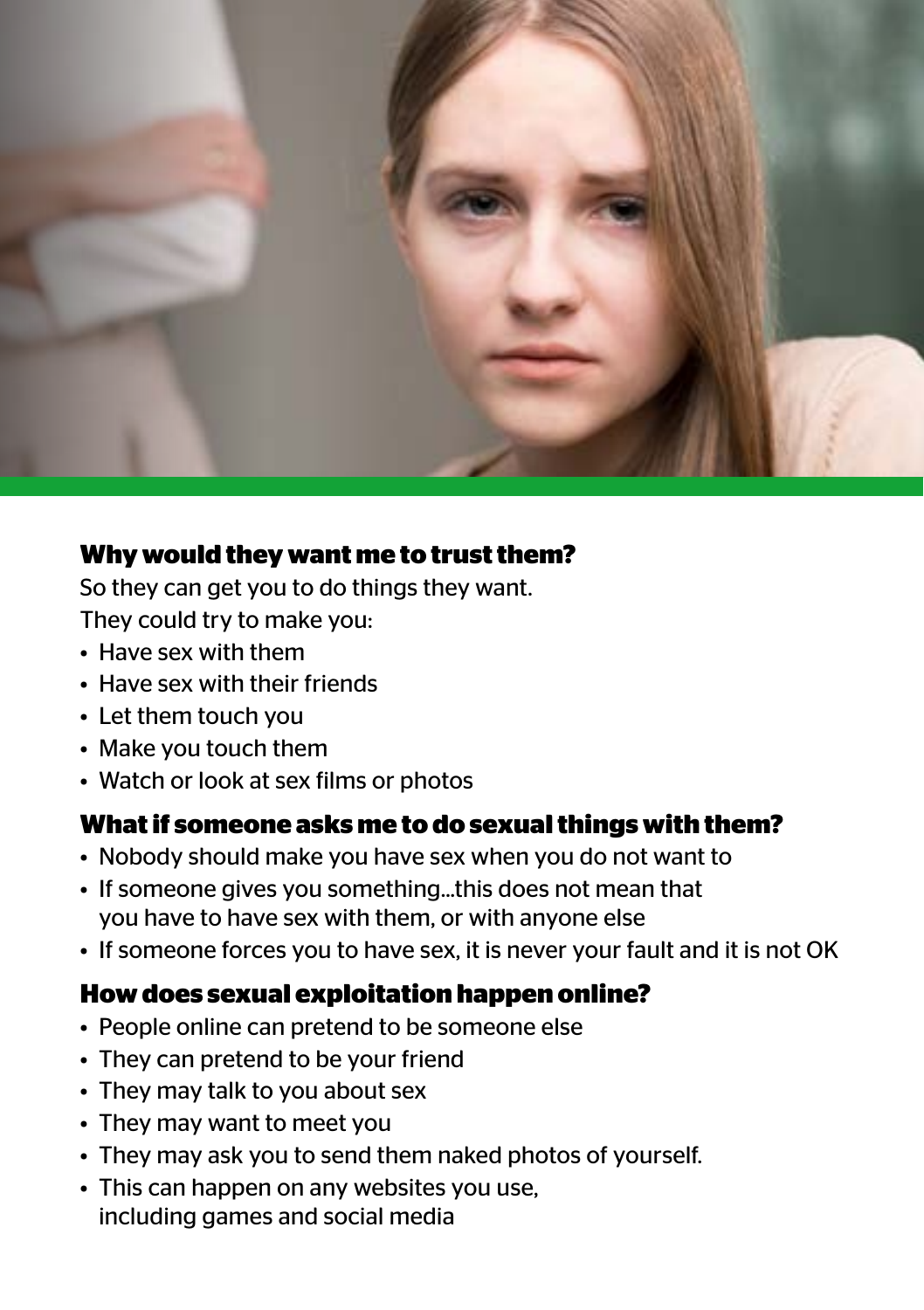## Why would they want me to trust them?

So they can get you to do things they want.
They could try to make you:

- Have sex with them
- Have sex with their friends
- Let them touch you
- Make you touch them
- Watch or look at sex films or photos

## What if someone asks me to do sexual things with them?

- Nobody should make you have sex when you do not want to
- If someone gives you something...this does not mean that you have to have sex with them, or with anyone else
- If someone forces you to have sex, it is never your fault and it is not OK

## How does sexual exploitation happen online?

- People online can pretend to be someone else
- They can pretend to be your friend
- They may talk to you about sex
- They may want to meet you
- They may ask you to send them naked photos of yourself.
- This can happen on any websites you use, including games and social media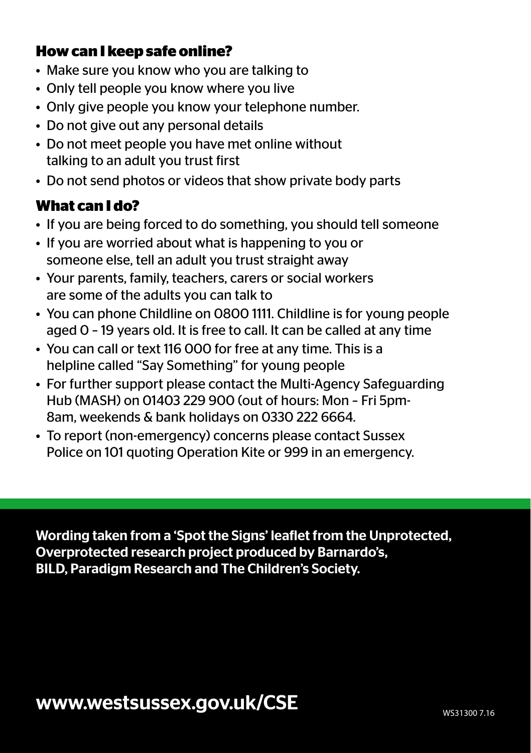## How can I keep safe online?

- Make sure you know who you are talking to
- Only tell people you know where you live
- Only give people you know your telephone number.
- Do not give out any personal details
- Do not meet people you have met online without talking to an adult you trust first
- Do not send photos or videos that show private body parts

## What can I do?

- If you are being forced to do something, you should tell someone
- If you are worried about what is happening to you or someone else, tell an adult you trust straight away
- Your parents, family, teachers, carers or social workers are some of the adults you can talk to
- You can phone Childline on 0800 1111. Childline is for young people aged 0 – 19 years old. It is free to call. It can be called at any time
- You can call or text 116 000 for free at any time. This is a helpline called "Say Something" for young people
- For further support please contact the Multi-Agency Safeguarding Hub (MASH) on 01403 229 900 (out of hours: Mon – Fri 5pm-8am, weekends & bank holidays on 0330 222 6664.
- To report (non-emergency) concerns please contact Sussex Police on 101 quoting Operation Kite or 999 in an emergency.

**Wording taken from a 'Spot the Signs' leaflet from the Unprotected, Overprotected research project produced by Barnardo's, BILD, Paradigm Research and The Children's Society.**

**www.westsussex.gov.uk/CSE**

WS31300 7.16